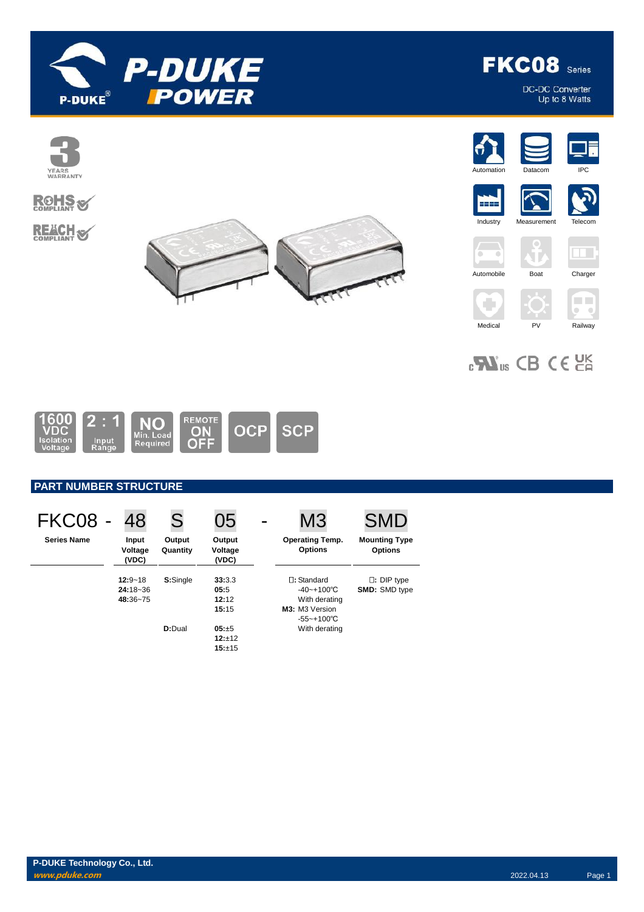# FKC08 Series

DC-DC Converter
Up to 8 Watts

3 YEARS WARRANTY

RoHS COMPLIANT

REACH COMPLIANT

Automation | Datacom | IPC | Industry | Measurement | Telecom | Automobile | Boat | Charger | Medical | PV | Railway

1600 VDC Isolation Voltage | 2 : 1 Input Range | NO Min. Load Required | REMOTE ON OFF | OCP | SCP

## PART NUMBER STRUCTURE

| FKC08 - | 48 | S | 05 | - | M3 | SMD |
|---|---|---|---|---|---|---|
| **Series Name** | **Input Voltage (VDC)** | **Output Quantity** | **Output Voltage (VDC)** | | **Operating Temp. Options** | **Mounting Type Options** |
| | **12:**9~18<br>**24:**18~36<br>**48:**36~75 | **S:**Single | **33:**3.3<br>**05:**5<br>**12:**12<br>**15:**15 | | □: Standard<br>-40~+100℃<br>With derating<br>**M3:** M3 Version<br>-55~+100℃<br>With derating | □: DIP type<br>**SMD:** SMD type |
| | | **D:**Dual | **05:**±5<br>**12:**±12<br>**15:**±15 | | | |

P-DUKE Technology Co., Ltd.
www.pduke.com

2022.04.13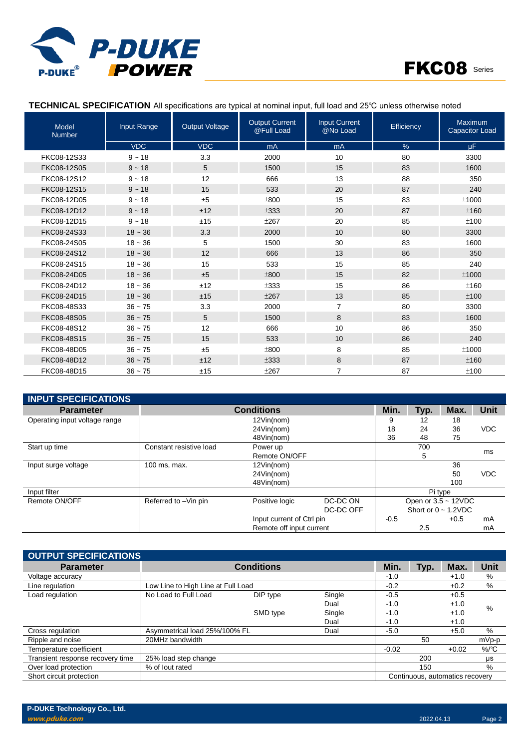**TECHNICAL SPECIFICATION** All specifications are typical at nominal input, full load and 25℃ unless otherwise noted

| Model Number | Input Range | Output Voltage | Output Current @Full Load | Input Current @No Load | Efficiency | Maximum Capacitor Load |
|---|---|---|---|---|---|---|
| | VDC | VDC | mA | mA | % | µF |
| FKC08-12S33 | 9 ~ 18 | 3.3 | 2000 | 10 | 80 | 3300 |
| FKC08-12S05 | 9 ~ 18 | 5 | 1500 | 15 | 83 | 1600 |
| FKC08-12S12 | 9 ~ 18 | 12 | 666 | 13 | 88 | 350 |
| FKC08-12S15 | 9 ~ 18 | 15 | 533 | 20 | 87 | 240 |
| FKC08-12D05 | 9 ~ 18 | ±5 | ±800 | 15 | 83 | ±1000 |
| FKC08-12D12 | 9 ~ 18 | ±12 | ±333 | 20 | 87 | ±160 |
| FKC08-12D15 | 9 ~ 18 | ±15 | ±267 | 20 | 85 | ±100 |
| FKC08-24S33 | 18 ~ 36 | 3.3 | 2000 | 10 | 80 | 3300 |
| FKC08-24S05 | 18 ~ 36 | 5 | 1500 | 30 | 83 | 1600 |
| FKC08-24S12 | 18 ~ 36 | 12 | 666 | 13 | 86 | 350 |
| FKC08-24S15 | 18 ~ 36 | 15 | 533 | 15 | 85 | 240 |
| FKC08-24D05 | 18 ~ 36 | ±5 | ±800 | 15 | 82 | ±1000 |
| FKC08-24D12 | 18 ~ 36 | ±12 | ±333 | 15 | 86 | ±160 |
| FKC08-24D15 | 18 ~ 36 | ±15 | ±267 | 13 | 85 | ±100 |
| FKC08-48S33 | 36 ~ 75 | 3.3 | 2000 | 7 | 80 | 3300 |
| FKC08-48S05 | 36 ~ 75 | 5 | 1500 | 8 | 83 | 1600 |
| FKC08-48S12 | 36 ~ 75 | 12 | 666 | 10 | 86 | 350 |
| FKC08-48S15 | 36 ~ 75 | 15 | 533 | 10 | 86 | 240 |
| FKC08-48D05 | 36 ~ 75 | ±5 | ±800 | 8 | 85 | ±1000 |
| FKC08-48D12 | 36 ~ 75 | ±12 | ±333 | 8 | 87 | ±160 |
| FKC08-48D15 | 36 ~ 75 | ±15 | ±267 | 7 | 87 | ±100 |

## INPUT SPECIFICATIONS

| Parameter | Conditions | | | Min. | Typ. | Max. | Unit |
|---|---|---|---|---|---|---|---|
| Operating input voltage range | | 12Vin(nom) | | 9 | 12 | 18 | VDC |
| | | 24Vin(nom) | | 18 | 24 | 36 | |
| | | 48Vin(nom) | | 36 | 48 | 75 | |
| Start up time | Constant resistive load | Power up | | | 700 | | ms |
| | | Remote ON/OFF | | | 5 | | |
| Input surge voltage | 100 ms, max. | 12Vin(nom) | | | | 36 | VDC |
| | | 24Vin(nom) | | | | 50 | |
| | | 48Vin(nom) | | | | 100 | |
| Input filter | | | | Pi type | | | |
| Remote ON/OFF | Referred to –Vin pin | Positive logic | DC-DC ON | Open or 3.5 ~ 12VDC | | | |
| | | | DC-DC OFF | Short or 0 ~ 1.2VDC | | | |
| | | Input current of Ctrl pin | | -0.5 | | +0.5 | mA |
| | | Remote off input current | | | 2.5 | | mA |

## OUTPUT SPECIFICATIONS

| Parameter | Conditions | | | Min. | Typ. | Max. | Unit |
|---|---|---|---|---|---|---|---|
| Voltage accuracy | | | | -1.0 | | +1.0 | % |
| Line regulation | Low Line to High Line at Full Load | | | -0.2 | | +0.2 | % |
| Load regulation | No Load to Full Load | DIP type | Single | -0.5 | | +0.5 | % |
| | | | Dual | -1.0 | | +1.0 | |
| | | SMD type | Single | -1.0 | | +1.0 | |
| | | | Dual | -1.0 | | +1.0 | |
| Cross regulation | Asymmetrical load 25%/100% FL | | Dual | -5.0 | | +5.0 | % |
| Ripple and noise | 20MHz bandwidth | | | | 50 | | mVp-p |
| Temperature coefficient | | | | -0.02 | | +0.02 | %/℃ |
| Transient response recovery time | 25% load step change | | | | 200 | | µs |
| Over load protection | % of Iout rated | | | | 150 | | % |
| Short circuit protection | | | | Continuous, automatics recovery | | | |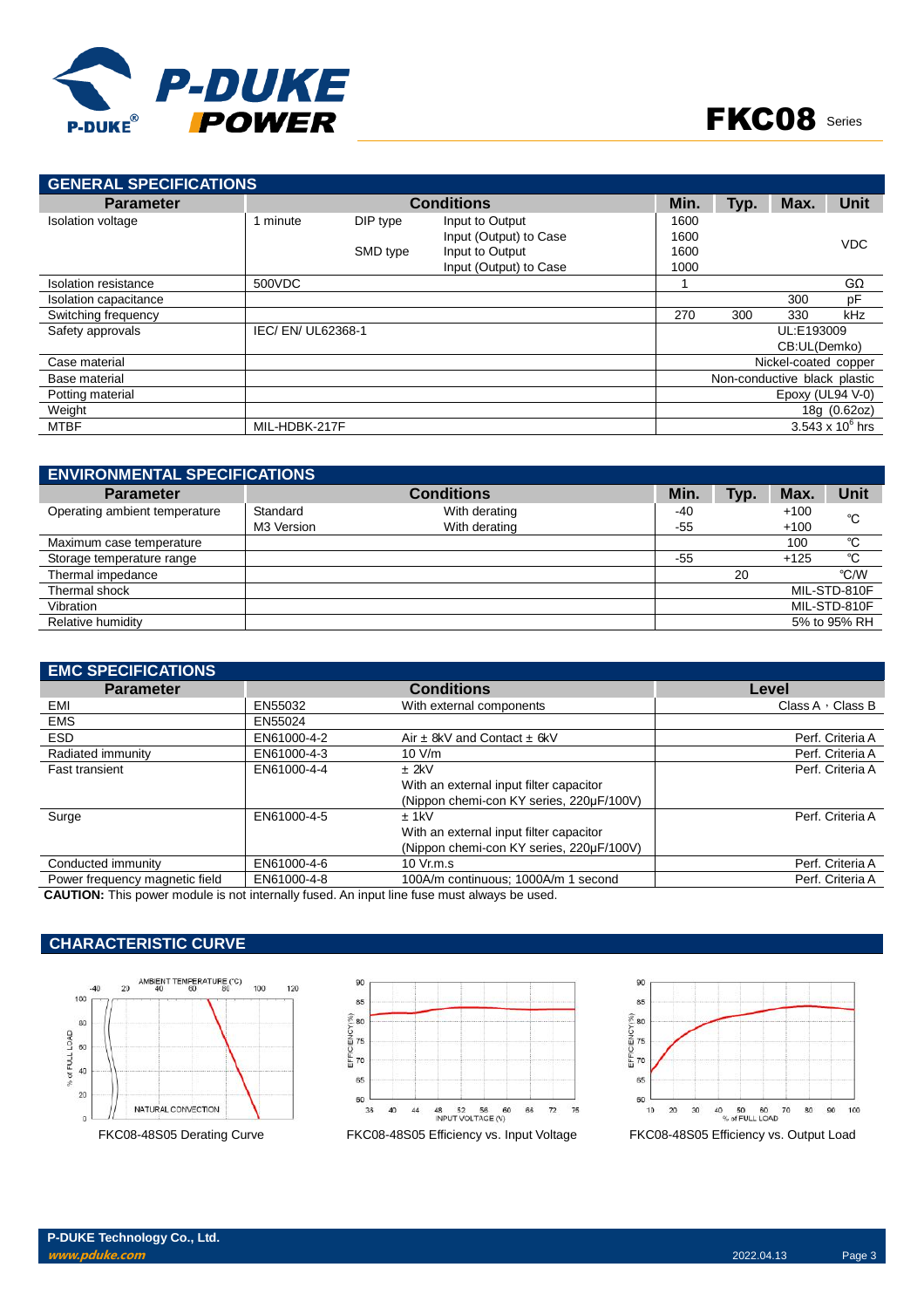## GENERAL SPECIFICATIONS

| Parameter | Conditions | | | Min. | Typ. | Max. | Unit |
|---|---|---|---|---|---|---|---|
| Isolation voltage | 1 minute | DIP type | Input to Output | 1600 | | | VDC |
| | | | Input (Output) to Case | 1600 | | | |
| | | SMD type | Input to Output | 1600 | | | |
| | | | Input (Output) to Case | 1000 | | | |
| Isolation resistance | 500VDC | | | 1 | | | GΩ |
| Isolation capacitance | | | | | | 300 | pF |
| Switching frequency | | | | 270 | 300 | 330 | kHz |
| Safety approvals | IEC/ EN/ UL62368-1 | | | UL:E193009<br>CB:UL(Demko) | | | |
| Case material | | | | Nickel-coated copper | | | |
| Base material | | | | Non-conductive black plastic | | | |
| Potting material | | | | Epoxy (UL94 V-0) | | | |
| Weight | | | | 18g (0.62oz) | | | |
| MTBF | MIL-HDBK-217F | | | $3.543 \times 10^6$ hrs | | | |

## ENVIRONMENTAL SPECIFICATIONS

| Parameter | Conditions | | Min. | Typ. | Max. | Unit |
|---|---|---|---|---|---|---|
| Operating ambient temperature | Standard | With derating | -40 | | +100 | ℃ |
| | M3 Version | With derating | -55 | | +100 | ℃ |
| Maximum case temperature | | | | | 100 | ℃ |
| Storage temperature range | | | -55 | | +125 | ℃ |
| Thermal impedance | | | | 20 | | ℃/W |
| Thermal shock | | | MIL-STD-810F | | | |
| Vibration | | | MIL-STD-810F | | | |
| Relative humidity | | | 5% to 95% RH | | | |

## EMC SPECIFICATIONS

| Parameter | Conditions | | Level |
|---|---|---|---|
| EMI | EN55032 | With external components | Class A，Class B |
| EMS | EN55024 | | |
| ESD | EN61000-4-2 | Air ± 8kV and Contact ± 6kV | Perf. Criteria A |
| Radiated immunity | EN61000-4-3 | 10 V/m | Perf. Criteria A |
| Fast transient | EN61000-4-4 | ± 2kV<br>With an external input filter capacitor<br>(Nippon chemi-con KY series, 220µF/100V) | Perf. Criteria A |
| Surge | EN61000-4-5 | ± 1kV<br>With an external input filter capacitor<br>(Nippon chemi-con KY series, 220µF/100V) | Perf. Criteria A |
| Conducted immunity | EN61000-4-6 | 10 Vr.m.s | Perf. Criteria A |
| Power frequency magnetic field | EN61000-4-8 | 100A/m continuous; 1000A/m 1 second | Perf. Criteria A |

**CAUTION:** This power module is not internally fused. An input line fuse must always be used.

## CHARACTERISTIC CURVE

FKC08-48S05 Derating Curve

FKC08-48S05 Efficiency vs. Input Voltage

FKC08-48S05 Efficiency vs. Output Load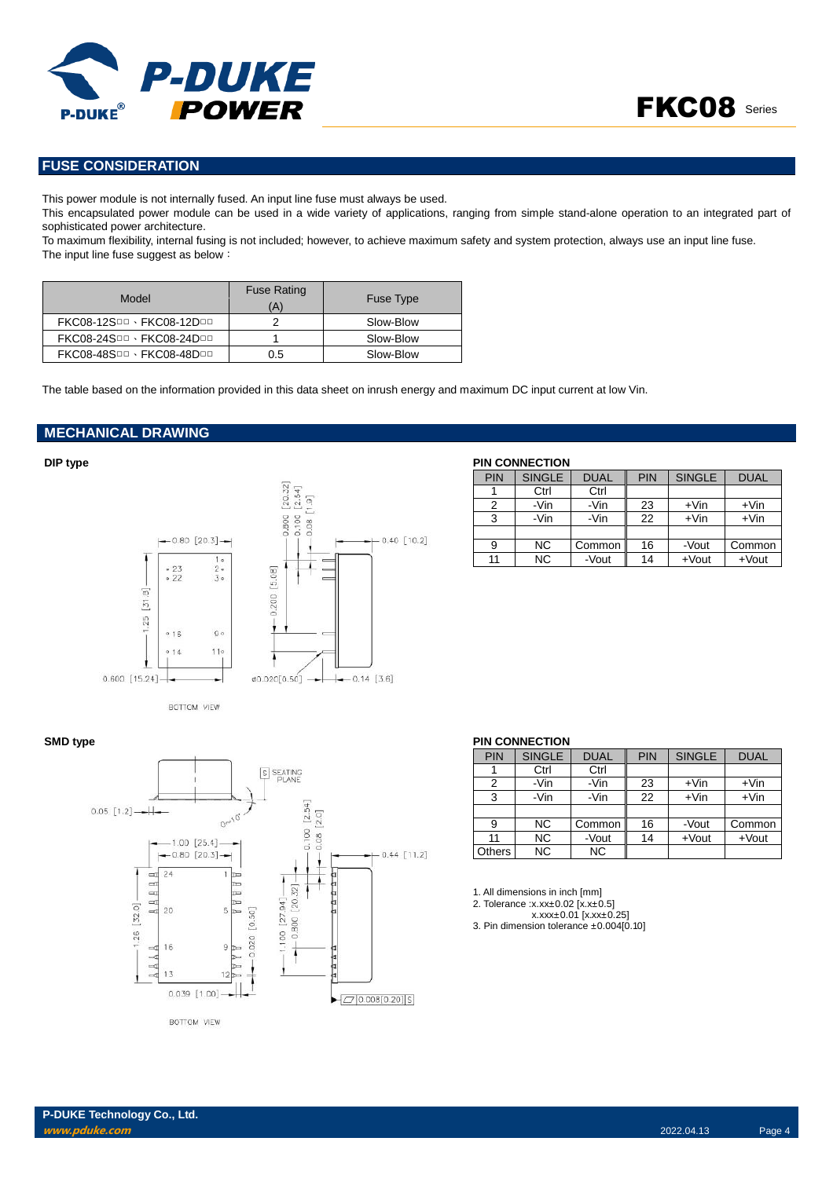## FUSE CONSIDERATION

This power module is not internally fused. An input line fuse must always be used.
This encapsulated power module can be used in a wide variety of applications, ranging from simple stand-alone operation to an integrated part of sophisticated power architecture.
To maximum flexibility, internal fusing is not included; however, to achieve maximum safety and system protection, always use an input line fuse.
The input line fuse suggest as below：

| Model | Fuse Rating (A) | Fuse Type |
|---|---|---|
| FKC08-12S□□、FKC08-12D□□ | 2 | Slow-Blow |
| FKC08-24S□□、FKC08-24D□□ | 1 | Slow-Blow |
| FKC08-48S□□、FKC08-48D□□ | 0.5 | Slow-Blow |

The table based on the information provided in this data sheet on inrush energy and maximum DC input current at low Vin.

## MECHANICAL DRAWING

### DIP type

**PIN CONNECTION**

| PIN | SINGLE | DUAL | PIN | SINGLE | DUAL |
|---|---|---|---|---|---|
| 1 | Ctrl | Ctrl | | | |
| 2 | -Vin | -Vin | 23 | +Vin | +Vin |
| 3 | -Vin | -Vin | 22 | +Vin | +Vin |
| | | | | | |
| 9 | NC | Common | 16 | -Vout | Common |
| 11 | NC | -Vout | 14 | +Vout | +Vout |

### SMD type

**PIN CONNECTION**

| PIN | SINGLE | DUAL | PIN | SINGLE | DUAL |
|---|---|---|---|---|---|
| 1 | Ctrl | Ctrl | | | |
| 2 | -Vin | -Vin | 23 | +Vin | +Vin |
| 3 | -Vin | -Vin | 22 | +Vin | +Vin |
| | | | | | |
| 9 | NC | Common | 16 | -Vout | Common |
| 11 | NC | -Vout | 14 | +Vout | +Vout |
| Others | NC | NC | | | |

1. All dimensions in inch [mm]
2. Tolerance :x.xx±0.02 [x.x±0.5]
   x.xxx±0.01 [x.xx±0.25]
3. Pin dimension tolerance ±0.004[0.10]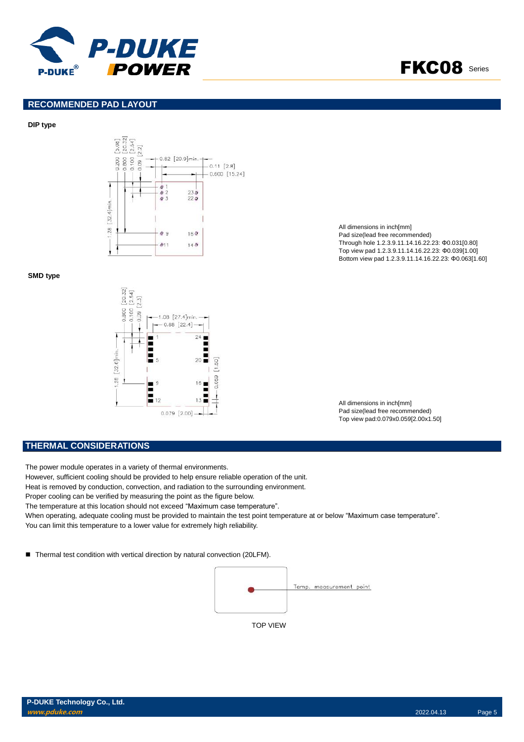## RECOMMENDED PAD LAYOUT

**DIP type**

All dimensions in inch[mm]
Pad size(lead free recommended)
Through hole 1.2.3.9.11.14.16.22.23: Φ0.031[0.80]
Top view pad 1.2.3.9.11.14.16.22.23: Φ0.039[1.00]
Bottom view pad 1.2.3.9.11.14.16.22.23: Φ0.063[1.60]

**SMD type**

All dimensions in inch[mm]
Pad size(lead free recommended)
Top view pad:0.079x0.059[2.00x1.50]

## THERMAL CONSIDERATIONS

The power module operates in a variety of thermal environments.
However, sufficient cooling should be provided to help ensure reliable operation of the unit.
Heat is removed by conduction, convection, and radiation to the surrounding environment.
Proper cooling can be verified by measuring the point as the figure below.
The temperature at this location should not exceed “Maximum case temperature”.
When operating, adequate cooling must be provided to maintain the test point temperature at or below “Maximum case temperature”.
You can limit this temperature to a lower value for extremely high reliability.

- Thermal test condition with vertical direction by natural convection (20LFM).

Temp. measurement point

TOP VIEW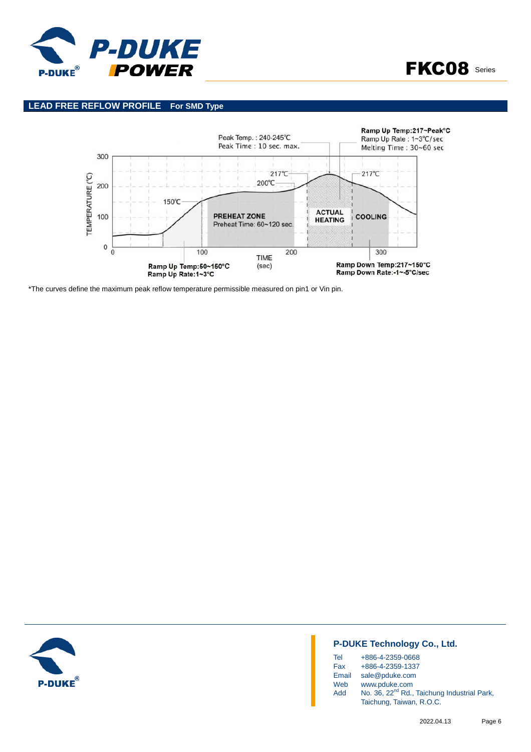## LEAD FREE REFLOW PROFILE For SMD Type

Peak Temp. : 240-245℃
Peak Time : 10 sec. max.

Ramp Up Temp:217~Peak°C
Ramp Up Rate : 1~3℃/sec
Melting Time : 30~60 sec

300
200
100
0
TEMPERATURE (℃)

150℃
200℃
217℃
217℃

PREHEAT ZONE
Preheat Time: 60~120 sec.

ACTUAL HEATING

COOLING

0
100
200
300
TIME (sec)

Ramp Up Temp:50~150°C
Ramp Up Rate:1~3°C

Ramp Down Temp:217~150°C
Ramp Down Rate:-1~-5°C/sec

*The curves define the maximum peak reflow temperature permissible measured on pin1 or Vin pin.

**P-DUKE Technology Co., Ltd.**

Tel +886-4-2359-0668
Fax +886-4-2359-1337
Email sale@pduke.com
Web www.pduke.com
Add No. 36, 22nd Rd., Taichung Industrial Park, Taichung, Taiwan, R.O.C.

2022.04.13